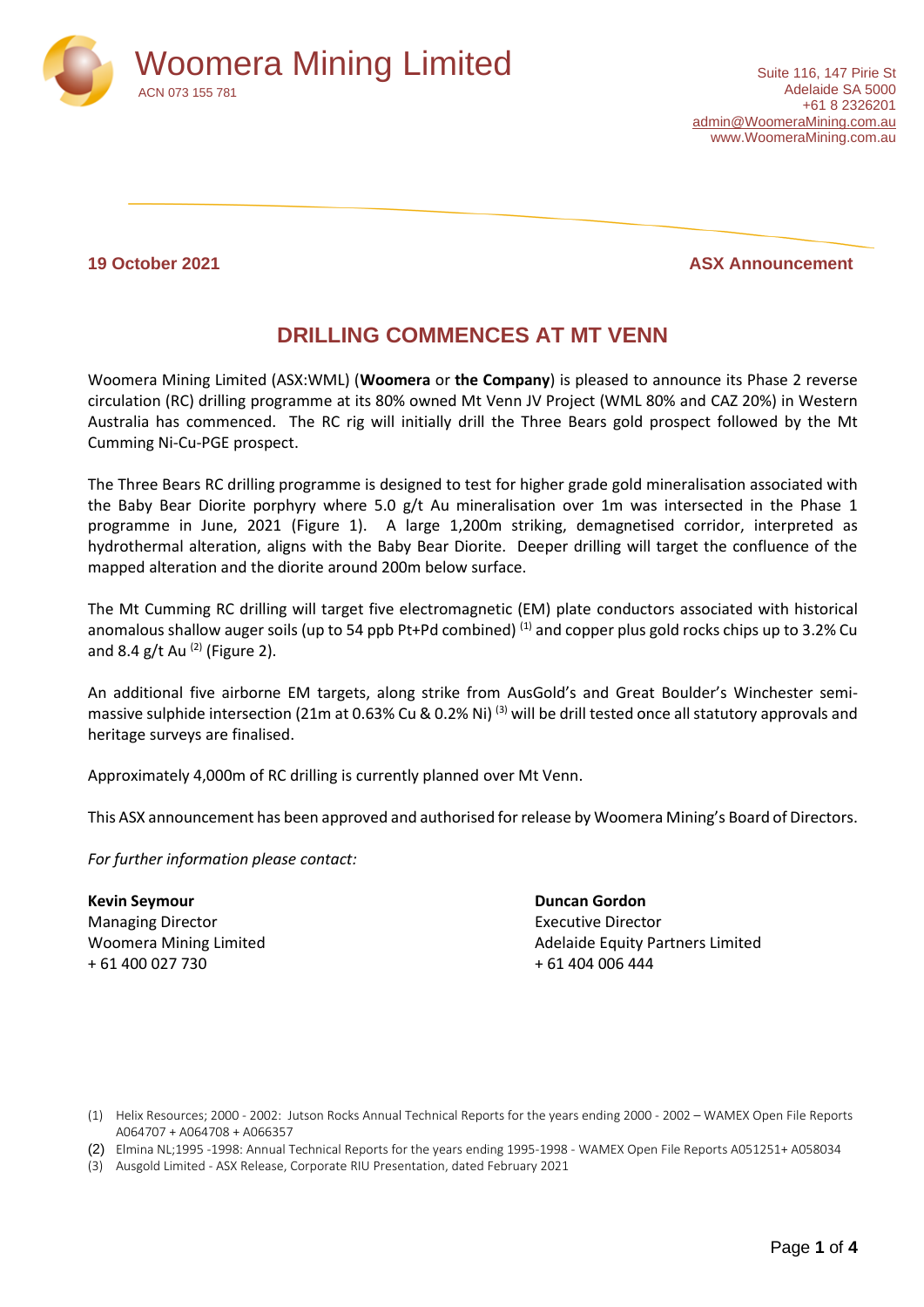# Woomera Mining Limited

ACN 073 155 781

Suite 116, 147 Pirie St
Adelaide SA 5000
+61 8 2326201
admin@WoomeraMining.com.au
www.WoomeraMining.com.au

**19 October 2021** **ASX Announcement**

## DRILLING COMMENCES AT MT VENN

Woomera Mining Limited (ASX:WML) (**Woomera** or **the Company**) is pleased to announce its Phase 2 reverse circulation (RC) drilling programme at its 80% owned Mt Venn JV Project (WML 80% and CAZ 20%) in Western Australia has commenced. The RC rig will initially drill the Three Bears gold prospect followed by the Mt Cumming Ni-Cu-PGE prospect.

The Three Bears RC drilling programme is designed to test for higher grade gold mineralisation associated with the Baby Bear Diorite porphyry where 5.0 g/t Au mineralisation over 1m was intersected in the Phase 1 programme in June, 2021 (Figure 1). A large 1,200m striking, demagnetised corridor, interpreted as hydrothermal alteration, aligns with the Baby Bear Diorite. Deeper drilling will target the confluence of the mapped alteration and the diorite around 200m below surface.

The Mt Cumming RC drilling will target five electromagnetic (EM) plate conductors associated with historical anomalous shallow auger soils (up to 54 ppb Pt+Pd combined) (1) and copper plus gold rocks chips up to 3.2% Cu and 8.4 g/t Au (2) (Figure 2).

An additional five airborne EM targets, along strike from AusGold's and Great Boulder's Winchester semi-massive sulphide intersection (21m at 0.63% Cu & 0.2% Ni) (3) will be drill tested once all statutory approvals and heritage surveys are finalised.

Approximately 4,000m of RC drilling is currently planned over Mt Venn.

This ASX announcement has been approved and authorised for release by Woomera Mining's Board of Directors.

*For further information please contact:*

**Kevin Seymour**
Managing Director
Woomera Mining Limited
+ 61 400 027 730

**Duncan Gordon**
Executive Director
Adelaide Equity Partners Limited
+ 61 404 006 444

(1) Helix Resources; 2000 - 2002: Jutson Rocks Annual Technical Reports for the years ending 2000 - 2002 – WAMEX Open File Reports A064707 + A064708 + A066357
(2) Elmina NL;1995 -1998: Annual Technical Reports for the years ending 1995-1998 - WAMEX Open File Reports A051251+ A058034
(3) Ausgold Limited - ASX Release, Corporate RIU Presentation, dated February 2021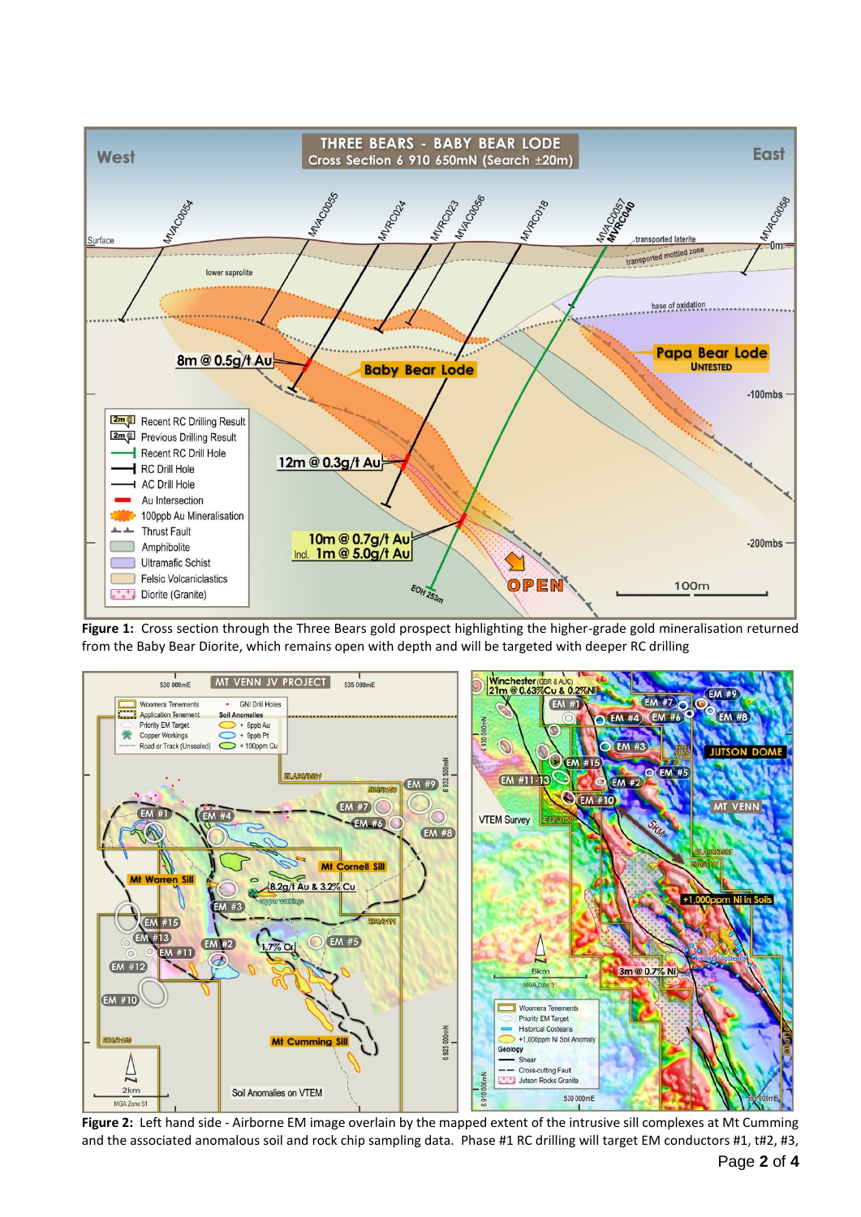**Figure 1:** Cross section through the Three Bears gold prospect highlighting the higher-grade gold mineralisation returned from the Baby Bear Diorite, which remains open with depth and will be targeted with deeper RC drilling

**Figure 2:** Left hand side - Airborne EM image overlain by the mapped extent of the intrusive sill complexes at Mt Cumming and the associated anomalous soil and rock chip sampling data. Phase #1 RC drilling will target EM conductors #1, t#2, #3,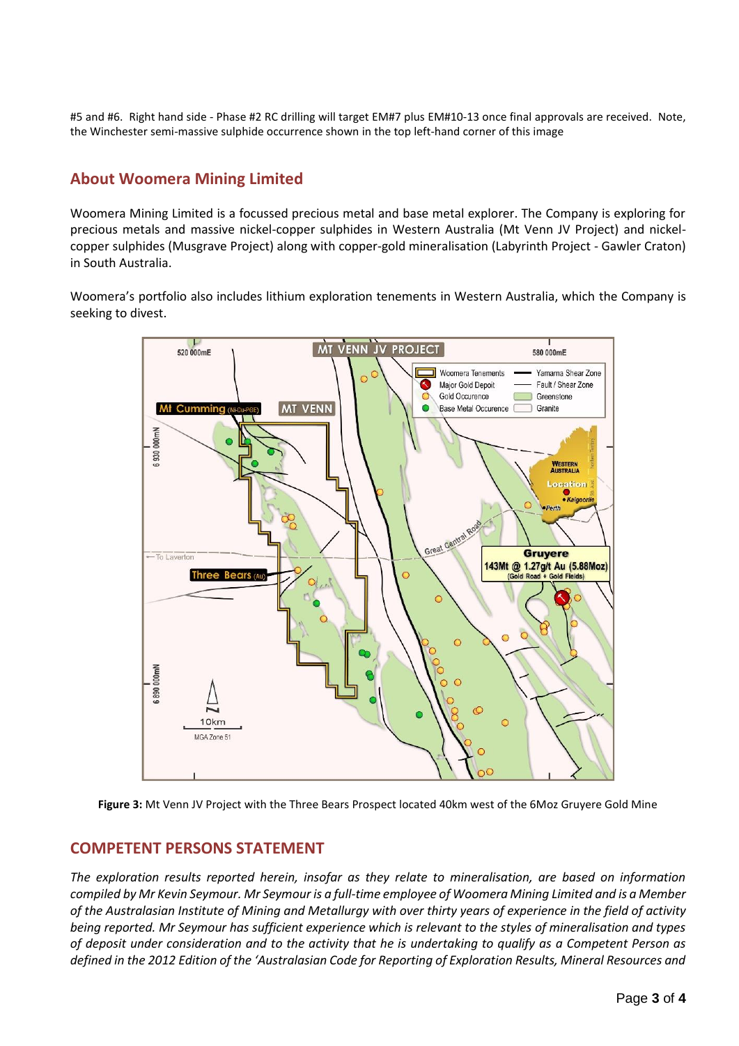#5 and #6. Right hand side - Phase #2 RC drilling will target EM#7 plus EM#10-13 once final approvals are received. Note, the Winchester semi-massive sulphide occurrence shown in the top left-hand corner of this image

## About Woomera Mining Limited

Woomera Mining Limited is a focussed precious metal and base metal explorer. The Company is exploring for precious metals and massive nickel-copper sulphides in Western Australia (Mt Venn JV Project) and nickel-copper sulphides (Musgrave Project) along with copper-gold mineralisation (Labyrinth Project - Gawler Craton) in South Australia.

Woomera's portfolio also includes lithium exploration tenements in Western Australia, which the Company is seeking to divest.

**Figure 3:** Mt Venn JV Project with the Three Bears Prospect located 40km west of the 6Moz Gruyere Gold Mine

## COMPETENT PERSONS STATEMENT

*The exploration results reported herein, insofar as they relate to mineralisation, are based on information compiled by Mr Kevin Seymour. Mr Seymour is a full-time employee of Woomera Mining Limited and is a Member of the Australasian Institute of Mining and Metallurgy with over thirty years of experience in the field of activity being reported. Mr Seymour has sufficient experience which is relevant to the styles of mineralisation and types of deposit under consideration and to the activity that he is undertaking to qualify as a Competent Person as defined in the 2012 Edition of the 'Australasian Code for Reporting of Exploration Results, Mineral Resources and*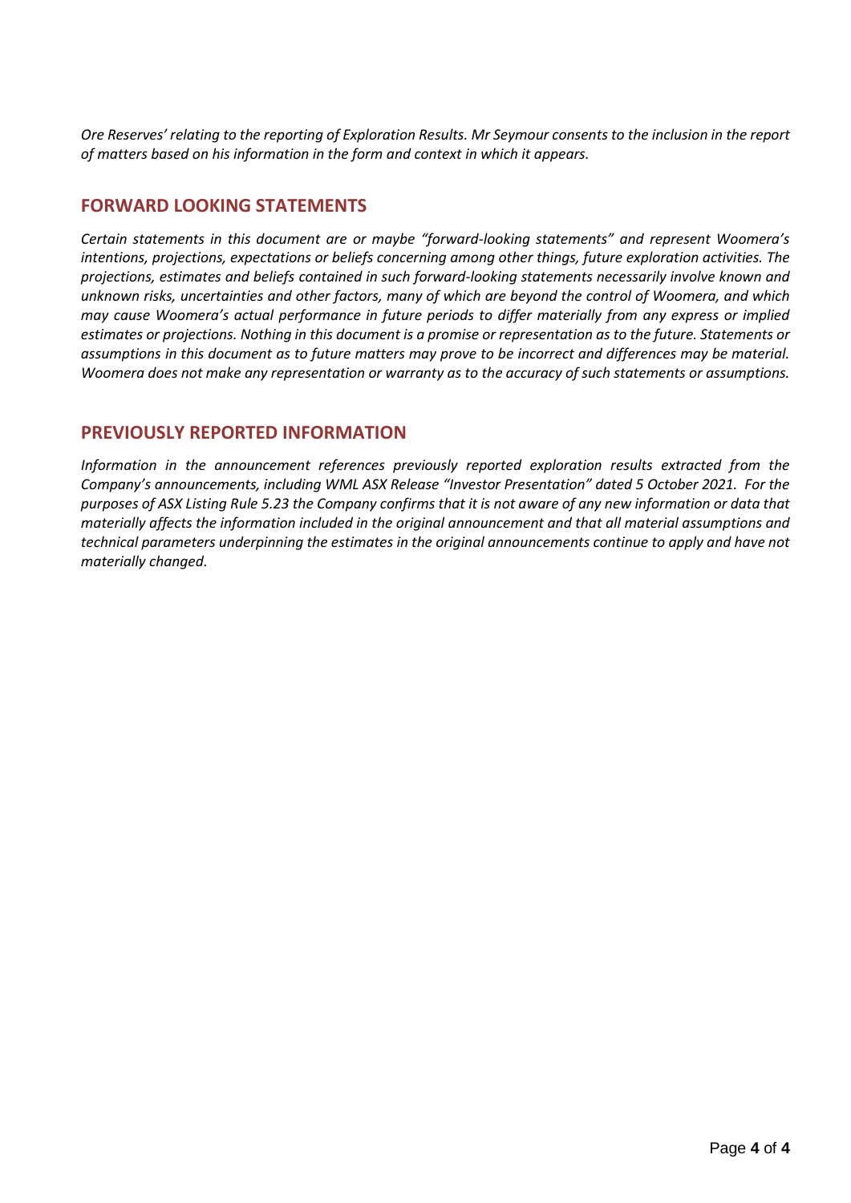*Ore Reserves' relating to the reporting of Exploration Results. Mr Seymour consents to the inclusion in the report of matters based on his information in the form and context in which it appears.*

## FORWARD LOOKING STATEMENTS

*Certain statements in this document are or maybe "forward-looking statements" and represent Woomera's intentions, projections, expectations or beliefs concerning among other things, future exploration activities. The projections, estimates and beliefs contained in such forward-looking statements necessarily involve known and unknown risks, uncertainties and other factors, many of which are beyond the control of Woomera, and which may cause Woomera's actual performance in future periods to differ materially from any express or implied estimates or projections. Nothing in this document is a promise or representation as to the future. Statements or assumptions in this document as to future matters may prove to be incorrect and differences may be material. Woomera does not make any representation or warranty as to the accuracy of such statements or assumptions.*

## PREVIOUSLY REPORTED INFORMATION

*Information in the announcement references previously reported exploration results extracted from the Company's announcements, including WML ASX Release "Investor Presentation" dated 5 October 2021. For the purposes of ASX Listing Rule 5.23 the Company confirms that it is not aware of any new information or data that materially affects the information included in the original announcement and that all material assumptions and technical parameters underpinning the estimates in the original announcements continue to apply and have not materially changed.*